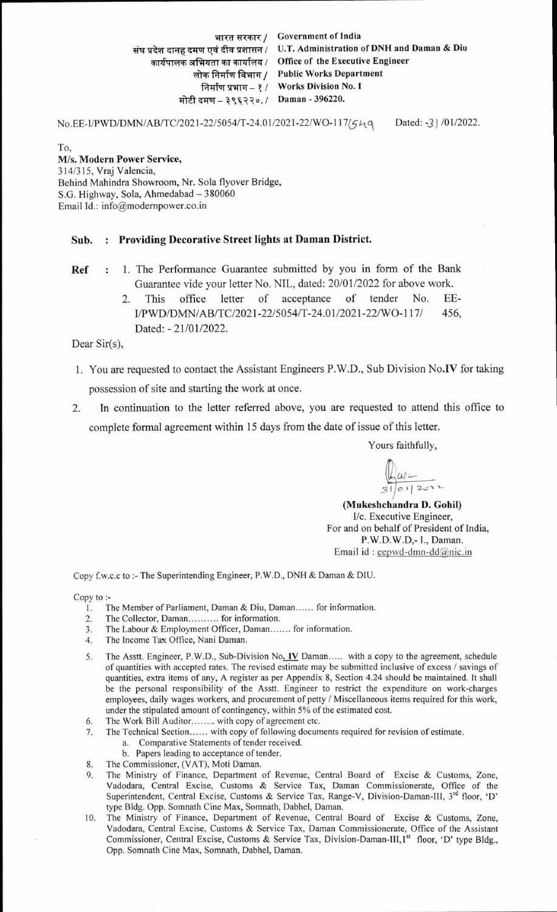भारत सरकार / **Government of India**
संघ प्रदेश दानह दमण एवं दीव प्रशासन / **U.T. Administration of DNH and Daman & Diu**
कार्यपालक अभियता का कार्यालय / **Office of the Executive Engineer**
लोक निर्माण विभाग / **Public Works Department**
निर्माण प्रभाग – १ / **Works Division No. I**
मोटी दमण – ३९६२२०. / **Daman - 396220.**

No.EE-I/PWD/DMN/AB/TC/2021-22/5054/T-24.01/2021-22/WO-117/549 Dated: -31/01/2022.

To,
**M/s. Modern Power Service,**
314/315, Vraj Valencia,
Behind Mahindra Showroom, Nr. Sola flyover Bridge,
S.G. Highway, Sola, Ahmedabad – 380060
Email Id.: info@modernpower.co.in

**Sub. : Providing Decorative Street lights at Daman District.**

**Ref :** 1. The Performance Guarantee submitted by you in form of the Bank Guarantee vide your letter No. NIL, dated: 20/01/2022 for above work.
2. This office letter of acceptance of tender No. EE-I/PWD/DMN/AB/TC/2021-22/5054/T-24.01/2021-22/WO-117/ 456, Dated: - 21/01/2022.

Dear Sir(s),

1. You are requested to contact the Assistant Engineers P.W.D., Sub Division No.**IV** for taking possession of site and starting the work at once.
2. In continuation to the letter referred above, you are requested to attend this office to complete formal agreement within 15 days from the date of issue of this letter.

Yours faithfully,

31/01/2022

**(Mukeshchandra D. Gohil)**
I/c. Executive Engineer,
For and on behalf of President of India,
P.W.D.W.D,- I., Daman.
Email id : eepwd-dmn-dd@nic.in

Copy f.w.c.c to :- The Superintending Engineer, P.W.D., DNH & Daman & DIU.

Copy to :-

1. The Member of Parliament, Daman & Diu, Daman...... for information.
2. The Collector, Daman.......... for information.
3. The Labour & Employment Officer, Daman....... for information.
4. The Income Tax Office, Nani Daman.
5. The Asstt. Engineer, P.W.D., Sub-Division No. **IV** Daman..... with a copy to the agreement, schedule of quantities with accepted rates. The revised estimate may be submitted inclusive of excess / savings of quantities, extra items of any, A register as per Appendix 8, Section 4.24 should be maintained. It shall be the personal responsibility of the Asstt. Engineer to restrict the expenditure on work-charges employees, daily wages workers, and procurement of petty / Miscellaneous items required for this work, under the stipulated amount of contingency, within 5% of the estimated cost.
6. The Work Bill Auditor........ with copy of agreement etc.
7. The Technical Section...... with copy of following documents required for revision of estimate.
   a. Comparative Statements of tender received.
   b. Papers leading to acceptance of tender.
8. The Commissioner, (VAT), Moti Daman.
9. The Ministry of Finance, Department of Revenue, Central Board of Excise & Customs, Zone, Vadodara, Central Excise, Customs & Service Tax, Daman Commissionerate, Office of the Superintendent, Central Excise, Customs & Service Tax, Range-V, Division-Daman-III, 3rd floor, 'D' type Bldg. Opp. Somnath Cine Max, Somnath, Dabhel, Daman.
10. The Ministry of Finance, Department of Revenue, Central Board of Excise & Customs, Zone, Vadodara, Central Excise, Customs & Service Tax, Daman Commissionerate, Office of the Assistant Commissioner, Central Excise, Customs & Service Tax, Division-Daman-III, 1st floor, 'D' type Bldg., Opp. Somnath Cine Max, Somnath, Dabhel, Daman.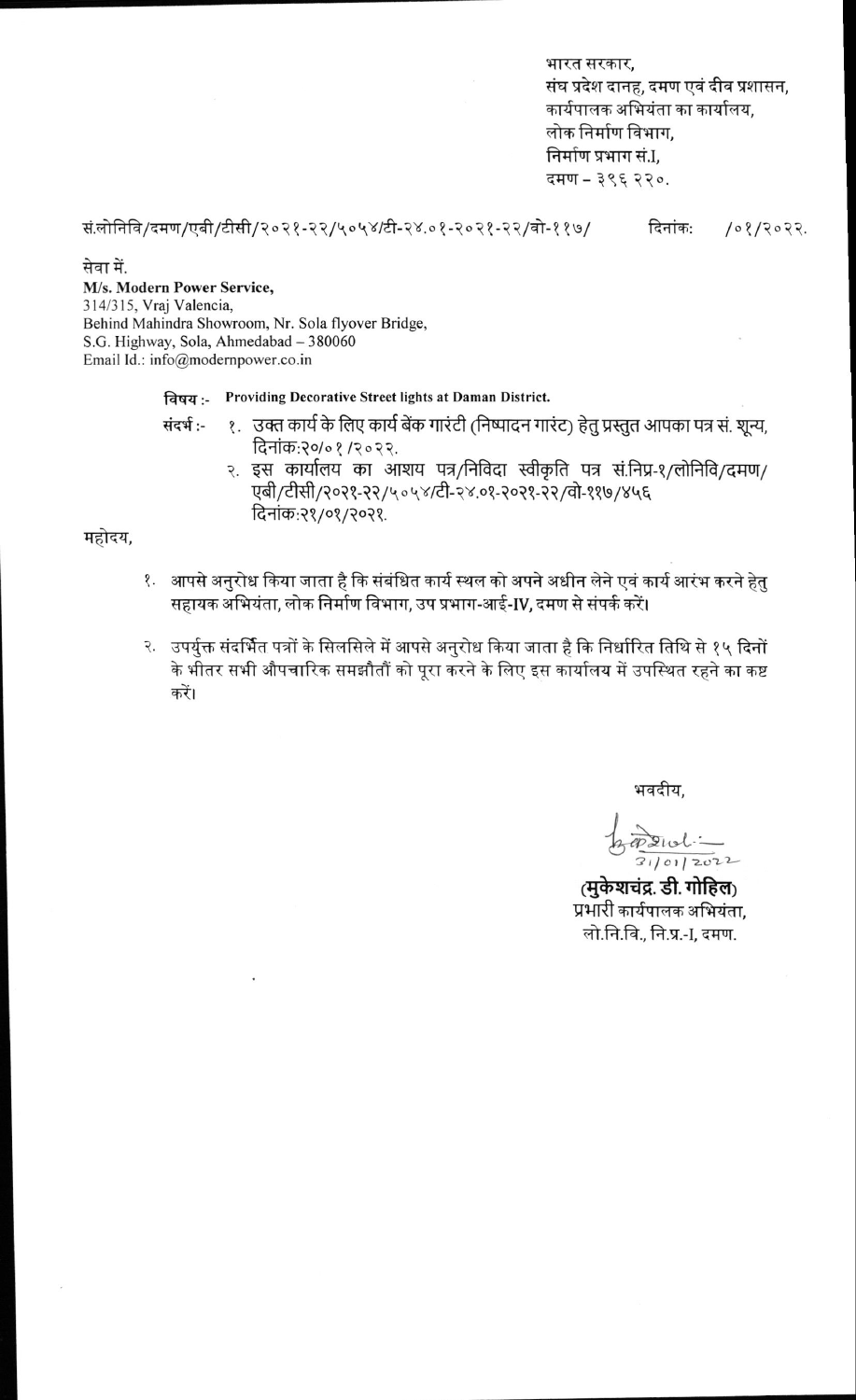भारत सरकार,
संघ प्रदेश दानह, दमण एवं दीव प्रशासन,
कार्यपालक अभियंता का कार्यालय,
लोक निर्माण विभाग,
निर्माण प्रभाग सं.I,
दमण – ३९६ २२०.

सं.लोनिवि/दमण/एबी/टीसी/२०२१-२२/५०५४/टी-२४.०१-२०२१-२२/वो-११७/ दिनांक: /०१/२०२२.

सेवा में.
**M/s. Modern Power Service,**
314/315, Vraj Valencia,
Behind Mahindra Showroom, Nr. Sola flyover Bridge,
S.G. Highway, Sola, Ahmedabad – 380060
Email Id.: info@modernpower.co.in

**विषय :-** **Providing Decorative Street lights at Daman District.**

**संदर्भ :-**
१. उक्त कार्य के लिए कार्य बेंक गारंटी (निष्पादन गारंट) हेतु प्रस्तुत आपका पत्र सं. शून्य, दिनांक:२०/०१/२०२२.
२. इस कार्यालय का आशय पत्र/निविदा स्वीकृति पत्र सं.निप्र-१/लोनिवि/दमण/एबी/टीसी/२०२१-२२/५०५४/टी-२४.०१-२०२१-२२/वो-११७/४५६ दिनांक:२१/०१/२०२१.

महोदय,

१. आपसे अनुरोध किया जाता है कि संबंधित कार्य स्थल को अपने अधीन लेने एवं कार्य आरंभ करने हेतु सहायक अभियंता, लोक निर्माण विभाग, उप प्रभाग-आई-IV, दमण से संपर्क करें।

२. उपर्युक्त संदर्भित पत्रों के सिलसिले में आपसे अनुरोध किया जाता है कि निर्धारित तिथि से १५ दिनों के भीतर सभी औपचारिक समझौतों को पूरा करने के लिए इस कार्यालय में उपस्थित रहने का कष्ट करें।

भवदीय,

31/01/2022

**(मुकेशचंद्र. डी. गोहिल)**
प्रभारी कार्यपालक अभियंता,
लो.नि.वि., नि.प्र.-I, दमण.